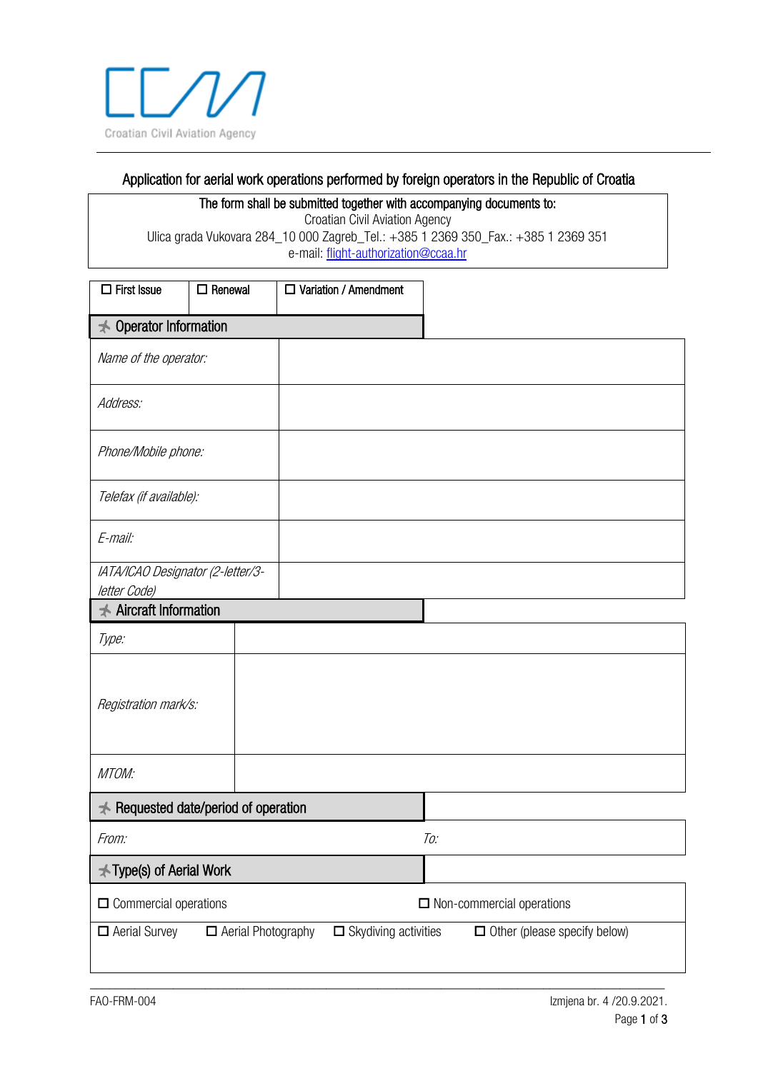Croatian Civil Aviation Agency

# Application for aerial work operations performed by foreign operators in the Republic of Croatia

| **The form shall be submitted together with accompanying documents to:** |
|---|
| Croatian Civil Aviation Agency |
| Ulica grada Vukovara 284_10 000 Zagreb_Tel.: +385 1 2369 350_Fax.: +385 1 2369 351 |
| e-mail: [flight-authorization@ccaa.hr](mailto:flight-authorization@ccaa.hr) |

| ☐ First Issue | ☐ Renewal | ☐ Variation / Amendment |
|---|---|---|

## Operator Information

| | |
|---|---|
| *Name of the operator:* | |
| *Address:* | |
| *Phone/Mobile phone:* | |
| *Telefax (if available):* | |
| *E-mail:* | |
| *IATA/ICAO Designator (2-letter/3-letter Code)* | |

## Aircraft Information

| | |
|---|---|
| *Type:* | |
| *Registration mark/s:* | |
| *MTOM:* | |

## Requested date/period of operation

| | |
|---|---|
| *From:* | *To:* |

## Type(s) of Aerial Work

| | | | |
|---|---|---|---|
| ☐ Commercial operations | | ☐ Non-commercial operations | |
| ☐ Aerial Survey | ☐ Aerial Photography | ☐ Skydiving activities | ☐ Other (please specify below) |

FAO-FRM-004 Izmjena br. 4 /20.9.2021.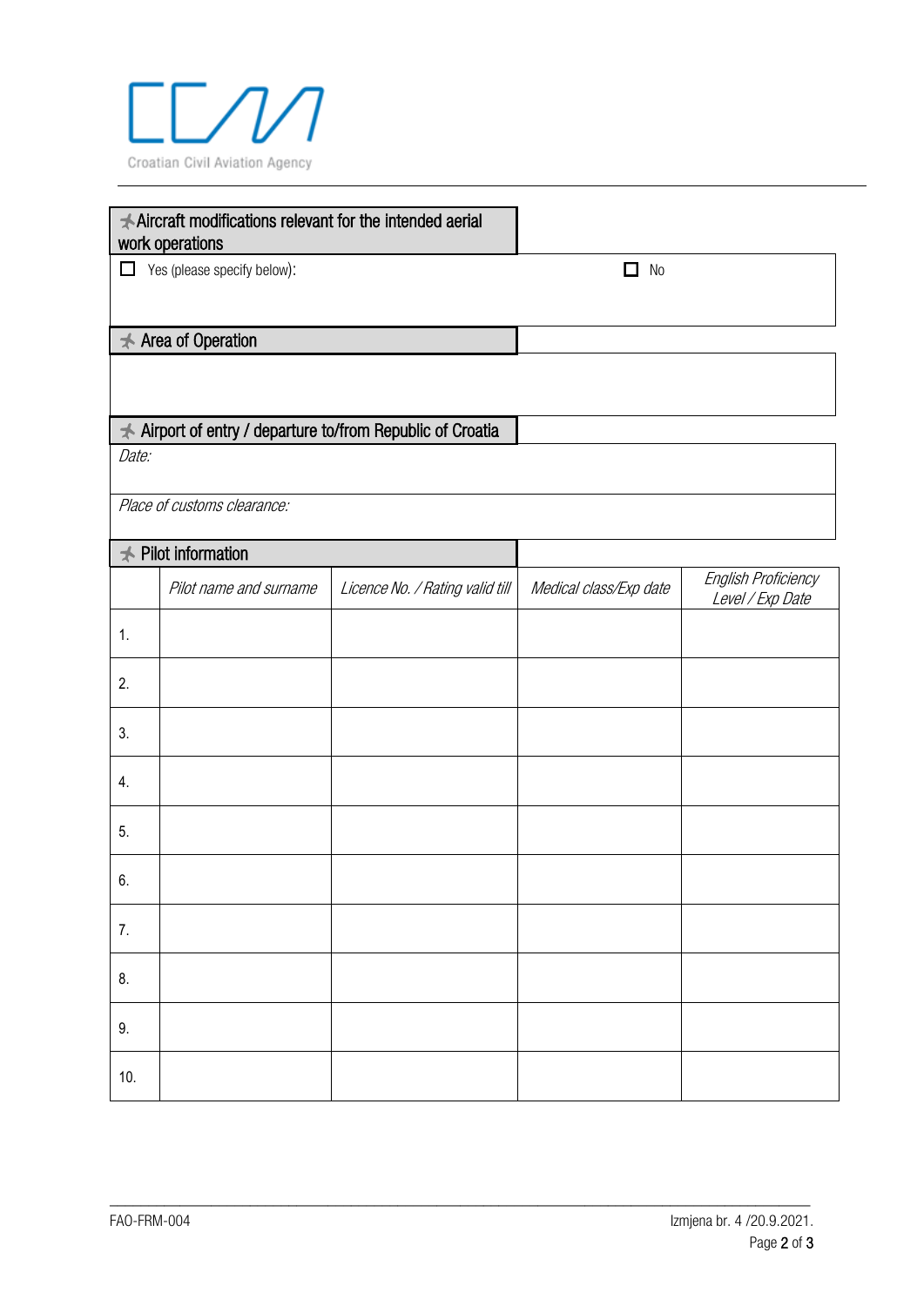Croatian Civil Aviation Agency

## ✈ Aircraft modifications relevant for the intended aerial work operations

☐ Yes (please specify below):     ☐ No

## ✈ Area of Operation

## ✈ Airport of entry / departure to/from Republic of Croatia

*Date:*

*Place of customs clearance:*

## ✈ Pilot information

| | *Pilot name and surname* | *Licence No. / Rating valid till* | *Medical class/Exp date* | *English Proficiency Level / Exp Date* |
|---|---|---|---|---|
| 1. | | | | |
| 2. | | | | |
| 3. | | | | |
| 4. | | | | |
| 5. | | | | |
| 6. | | | | |
| 7. | | | | |
| 8. | | | | |
| 9. | | | | |
| 10. | | | | |

FAO-FRM-004     Izmjena br. 4 /20.9.2021.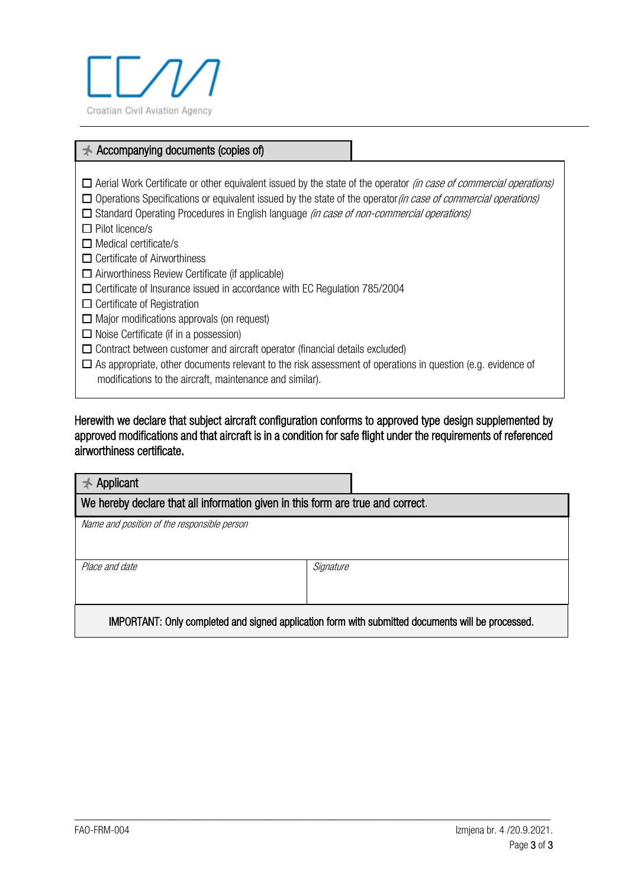Croatian Civil Aviation Agency

## Accompanying documents (copies of)

- ☐ Aerial Work Certificate or other equivalent issued by the state of the operator *(in case of commercial operations)*
- ☐ Operations Specifications or equivalent issued by the state of the operator *(in case of commercial operations)*
- ☐ Standard Operating Procedures in English language *(in case of non-commercial operations)*
- ☐ Pilot licence/s
- ☐ Medical certificate/s
- ☐ Certificate of Airworthiness
- ☐ Airworthiness Review Certificate (if applicable)
- ☐ Certificate of Insurance issued in accordance with EC Regulation 785/2004
- ☐ Certificate of Registration
- ☐ Major modifications approvals (on request)
- ☐ Noise Certificate (if in a possession)
- ☐ Contract between customer and aircraft operator (financial details excluded)
- ☐ As appropriate, other documents relevant to the risk assessment of operations in question (e.g. evidence of modifications to the aircraft, maintenance and similar).

Herewith we declare that subject aircraft configuration conforms to approved type design supplemented by approved modifications and that aircraft is in a condition for safe flight under the requirements of referenced airworthiness certificate.

## Applicant

We hereby declare that all information given in this form are true and correct.

| | |
|---|---|
| *Name and position of the responsible person* | |
| *Place and date* | *Signature* |

IMPORTANT: Only completed and signed application form with submitted documents will be processed.

FAO-FRM-004 Izmjena br. 4 /20.9.2021.